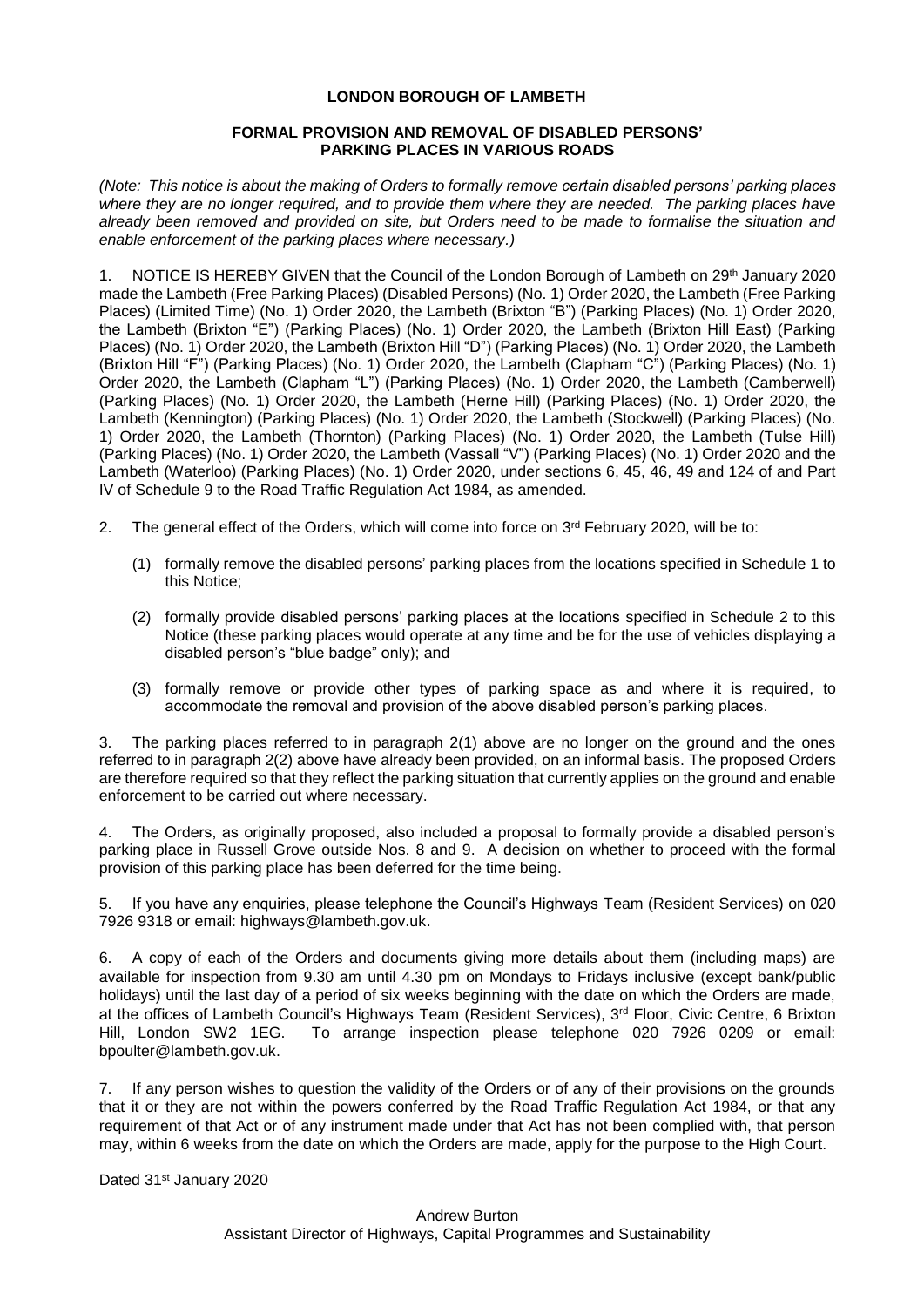**LONDON BOROUGH OF LAMBETH**

**FORMAL PROVISION AND REMOVAL OF DISABLED PERSONS' PARKING PLACES IN VARIOUS ROADS**

*(Note: This notice is about the making of Orders to formally remove certain disabled persons' parking places where they are no longer required, and to provide them where they are needed. The parking places have already been removed and provided on site, but Orders need to be made to formalise the situation and enable enforcement of the parking places where necessary.)*

1. NOTICE IS HEREBY GIVEN that the Council of the London Borough of Lambeth on 29th January 2020 made the Lambeth (Free Parking Places) (Disabled Persons) (No. 1) Order 2020, the Lambeth (Free Parking Places) (Limited Time) (No. 1) Order 2020, the Lambeth (Brixton "B") (Parking Places) (No. 1) Order 2020, the Lambeth (Brixton "E") (Parking Places) (No. 1) Order 2020, the Lambeth (Brixton Hill East) (Parking Places) (No. 1) Order 2020, the Lambeth (Brixton Hill "D") (Parking Places) (No. 1) Order 2020, the Lambeth (Brixton Hill "F") (Parking Places) (No. 1) Order 2020, the Lambeth (Clapham "C") (Parking Places) (No. 1) Order 2020, the Lambeth (Clapham "L") (Parking Places) (No. 1) Order 2020, the Lambeth (Camberwell) (Parking Places) (No. 1) Order 2020, the Lambeth (Herne Hill) (Parking Places) (No. 1) Order 2020, the Lambeth (Kennington) (Parking Places) (No. 1) Order 2020, the Lambeth (Stockwell) (Parking Places) (No. 1) Order 2020, the Lambeth (Thornton) (Parking Places) (No. 1) Order 2020, the Lambeth (Tulse Hill) (Parking Places) (No. 1) Order 2020, the Lambeth (Vassall "V") (Parking Places) (No. 1) Order 2020 and the Lambeth (Waterloo) (Parking Places) (No. 1) Order 2020, under sections 6, 45, 46, 49 and 124 of and Part IV of Schedule 9 to the Road Traffic Regulation Act 1984, as amended.

2. The general effect of the Orders, which will come into force on 3rd February 2020, will be to:

   (1) formally remove the disabled persons' parking places from the locations specified in Schedule 1 to this Notice;

   (2) formally provide disabled persons' parking places at the locations specified in Schedule 2 to this Notice (these parking places would operate at any time and be for the use of vehicles displaying a disabled person's "blue badge" only); and

   (3) formally remove or provide other types of parking space as and where it is required, to accommodate the removal and provision of the above disabled person's parking places.

3. The parking places referred to in paragraph 2(1) above are no longer on the ground and the ones referred to in paragraph 2(2) above have already been provided, on an informal basis. The proposed Orders are therefore required so that they reflect the parking situation that currently applies on the ground and enable enforcement to be carried out where necessary.

4. The Orders, as originally proposed, also included a proposal to formally provide a disabled person's parking place in Russell Grove outside Nos. 8 and 9. A decision on whether to proceed with the formal provision of this parking place has been deferred for the time being.

5. If you have any enquiries, please telephone the Council's Highways Team (Resident Services) on 020 7926 9318 or email: highways@lambeth.gov.uk.

6. A copy of each of the Orders and documents giving more details about them (including maps) are available for inspection from 9.30 am until 4.30 pm on Mondays to Fridays inclusive (except bank/public holidays) until the last day of a period of six weeks beginning with the date on which the Orders are made, at the offices of Lambeth Council's Highways Team (Resident Services), 3rd Floor, Civic Centre, 6 Brixton Hill, London SW2 1EG. To arrange inspection please telephone 020 7926 0209 or email: bpoulter@lambeth.gov.uk.

7. If any person wishes to question the validity of the Orders or of any of their provisions on the grounds that it or they are not within the powers conferred by the Road Traffic Regulation Act 1984, or that any requirement of that Act or of any instrument made under that Act has not been complied with, that person may, within 6 weeks from the date on which the Orders are made, apply for the purpose to the High Court.

Dated 31st January 2020

Andrew Burton
Assistant Director of Highways, Capital Programmes and Sustainability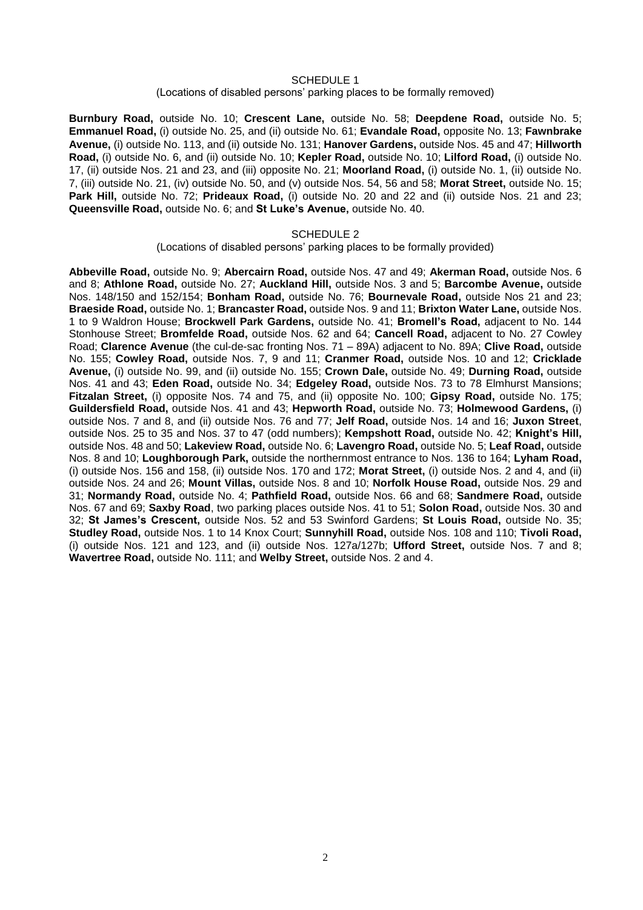SCHEDULE 1

(Locations of disabled persons' parking places to be formally removed)

**Burnbury Road,** outside No. 10; **Crescent Lane,** outside No. 58; **Deepdene Road,** outside No. 5; **Emmanuel Road,** (i) outside No. 25, and (ii) outside No. 61; **Evandale Road,** opposite No. 13; **Fawnbrake Avenue,** (i) outside No. 113, and (ii) outside No. 131; **Hanover Gardens,** outside Nos. 45 and 47; **Hillworth Road,** (i) outside No. 6, and (ii) outside No. 10; **Kepler Road,** outside No. 10; **Lilford Road,** (i) outside No. 17, (ii) outside Nos. 21 and 23, and (iii) opposite No. 21; **Moorland Road,** (i) outside No. 1, (ii) outside No. 7, (iii) outside No. 21, (iv) outside No. 50, and (v) outside Nos. 54, 56 and 58; **Morat Street,** outside No. 15; **Park Hill,** outside No. 72; **Prideaux Road,** (i) outside No. 20 and 22 and (ii) outside Nos. 21 and 23; **Queensville Road,** outside No. 6; and **St Luke's Avenue,** outside No. 40.

SCHEDULE 2

(Locations of disabled persons' parking places to be formally provided)

**Abbeville Road,** outside No. 9; **Abercairn Road,** outside Nos. 47 and 49; **Akerman Road,** outside Nos. 6 and 8; **Athlone Road,** outside No. 27; **Auckland Hill,** outside Nos. 3 and 5; **Barcombe Avenue,** outside Nos. 148/150 and 152/154; **Bonham Road,** outside No. 76; **Bournevale Road,** outside Nos 21 and 23; **Braeside Road,** outside No. 1; **Brancaster Road,** outside Nos. 9 and 11; **Brixton Water Lane,** outside Nos. 1 to 9 Waldron House; **Brockwell Park Gardens,** outside No. 41; **Bromell's Road,** adjacent to No. 144 Stonhouse Street; **Bromfelde Road,** outside Nos. 62 and 64; **Cancell Road,** adjacent to No. 27 Cowley Road; **Clarence Avenue** (the cul-de-sac fronting Nos. 71 – 89A) adjacent to No. 89A; **Clive Road,** outside No. 155; **Cowley Road,** outside Nos. 7, 9 and 11; **Cranmer Road,** outside Nos. 10 and 12; **Cricklade Avenue,** (i) outside No. 99, and (ii) outside No. 155; **Crown Dale,** outside No. 49; **Durning Road,** outside Nos. 41 and 43; **Eden Road,** outside No. 34; **Edgeley Road,** outside Nos. 73 to 78 Elmhurst Mansions; **Fitzalan Street,** (i) opposite Nos. 74 and 75, and (ii) opposite No. 100; **Gipsy Road,** outside No. 175; **Guildersfield Road,** outside Nos. 41 and 43; **Hepworth Road,** outside No. 73; **Holmewood Gardens,** (i) outside Nos. 7 and 8, and (ii) outside Nos. 76 and 77; **Jelf Road,** outside Nos. 14 and 16; **Juxon Street**, outside Nos. 25 to 35 and Nos. 37 to 47 (odd numbers); **Kempshott Road,** outside No. 42; **Knight's Hill,** outside Nos. 48 and 50; **Lakeview Road,** outside No. 6; **Lavengro Road,** outside No. 5; **Leaf Road,** outside Nos. 8 and 10; **Loughborough Park,** outside the northernmost entrance to Nos. 136 to 164; **Lyham Road,** (i) outside Nos. 156 and 158, (ii) outside Nos. 170 and 172; **Morat Street,** (i) outside Nos. 2 and 4, and (ii) outside Nos. 24 and 26; **Mount Villas,** outside Nos. 8 and 10; **Norfolk House Road,** outside Nos. 29 and 31; **Normandy Road,** outside No. 4; **Pathfield Road,** outside Nos. 66 and 68; **Sandmere Road,** outside Nos. 67 and 69; **Saxby Road**, two parking places outside Nos. 41 to 51; **Solon Road,** outside Nos. 30 and 32; **St James's Crescent,** outside Nos. 52 and 53 Swinford Gardens; **St Louis Road,** outside No. 35; **Studley Road,** outside Nos. 1 to 14 Knox Court; **Sunnyhill Road,** outside Nos. 108 and 110; **Tivoli Road,** (i) outside Nos. 121 and 123, and (ii) outside Nos. 127a/127b; **Ufford Street,** outside Nos. 7 and 8; **Wavertree Road,** outside No. 111; and **Welby Street,** outside Nos. 2 and 4.